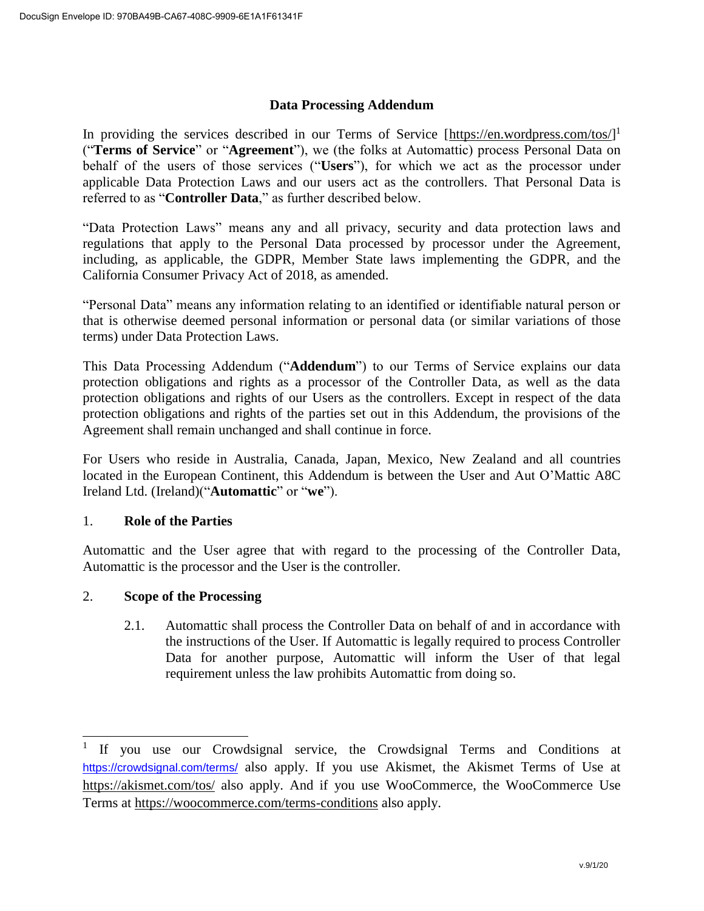# Data Processing Addendum

In providing the services described in our Terms of Service [https://en.wordpress.com/tos/][1] ("**Terms of Service**" or "**Agreement**"), we (the folks at Automattic) process Personal Data on behalf of the users of those services ("**Users**"), for which we act as the processor under applicable Data Protection Laws and our users act as the controllers. That Personal Data is referred to as "**Controller Data**," as further described below.

"Data Protection Laws" means any and all privacy, security and data protection laws and regulations that apply to the Personal Data processed by processor under the Agreement, including, as applicable, the GDPR, Member State laws implementing the GDPR, and the California Consumer Privacy Act of 2018, as amended.

"Personal Data" means any information relating to an identified or identifiable natural person or that is otherwise deemed personal information or personal data (or similar variations of those terms) under Data Protection Laws.

This Data Processing Addendum ("**Addendum**") to our Terms of Service explains our data protection obligations and rights as a processor of the Controller Data, as well as the data protection obligations and rights of our Users as the controllers. Except in respect of the data protection obligations and rights of the parties set out in this Addendum, the provisions of the Agreement shall remain unchanged and shall continue in force.

For Users who reside in Australia, Canada, Japan, Mexico, New Zealand and all countries located in the European Continent, this Addendum is between the User and Aut O'Mattic A8C Ireland Ltd. (Ireland)("**Automattic**" or "**we**").

## 1. Role of the Parties

Automattic and the User agree that with regard to the processing of the Controller Data, Automattic is the processor and the User is the controller.

## 2. Scope of the Processing

2.1. Automattic shall process the Controller Data on behalf of and in accordance with the instructions of the User. If Automattic is legally required to process Controller Data for another purpose, Automattic will inform the User of that legal requirement unless the law prohibits Automattic from doing so.

---

[1] If you use our Crowdsignal service, the Crowdsignal Terms and Conditions at https://crowdsignal.com/terms/ also apply. If you use Akismet, the Akismet Terms of Use at https://akismet.com/tos/ also apply. And if you use WooCommerce, the WooCommerce Use Terms at https://woocommerce.com/terms-conditions also apply.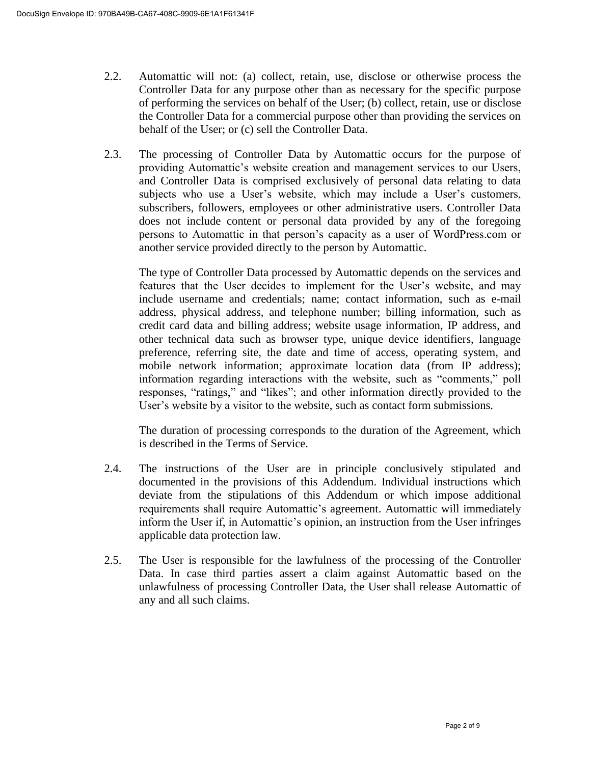2.2. Automattic will not: (a) collect, retain, use, disclose or otherwise process the Controller Data for any purpose other than as necessary for the specific purpose of performing the services on behalf of the User; (b) collect, retain, use or disclose the Controller Data for a commercial purpose other than providing the services on behalf of the User; or (c) sell the Controller Data.

2.3. The processing of Controller Data by Automattic occurs for the purpose of providing Automattic's website creation and management services to our Users, and Controller Data is comprised exclusively of personal data relating to data subjects who use a User's website, which may include a User's customers, subscribers, followers, employees or other administrative users. Controller Data does not include content or personal data provided by any of the foregoing persons to Automattic in that person's capacity as a user of WordPress.com or another service provided directly to the person by Automattic.

The type of Controller Data processed by Automattic depends on the services and features that the User decides to implement for the User's website, and may include username and credentials; name; contact information, such as e-mail address, physical address, and telephone number; billing information, such as credit card data and billing address; website usage information, IP address, and other technical data such as browser type, unique device identifiers, language preference, referring site, the date and time of access, operating system, and mobile network information; approximate location data (from IP address); information regarding interactions with the website, such as "comments," poll responses, "ratings," and "likes"; and other information directly provided to the User's website by a visitor to the website, such as contact form submissions.

The duration of processing corresponds to the duration of the Agreement, which is described in the Terms of Service.

2.4. The instructions of the User are in principle conclusively stipulated and documented in the provisions of this Addendum. Individual instructions which deviate from the stipulations of this Addendum or which impose additional requirements shall require Automattic's agreement. Automattic will immediately inform the User if, in Automattic's opinion, an instruction from the User infringes applicable data protection law.

2.5. The User is responsible for the lawfulness of the processing of the Controller Data. In case third parties assert a claim against Automattic based on the unlawfulness of processing Controller Data, the User shall release Automattic of any and all such claims.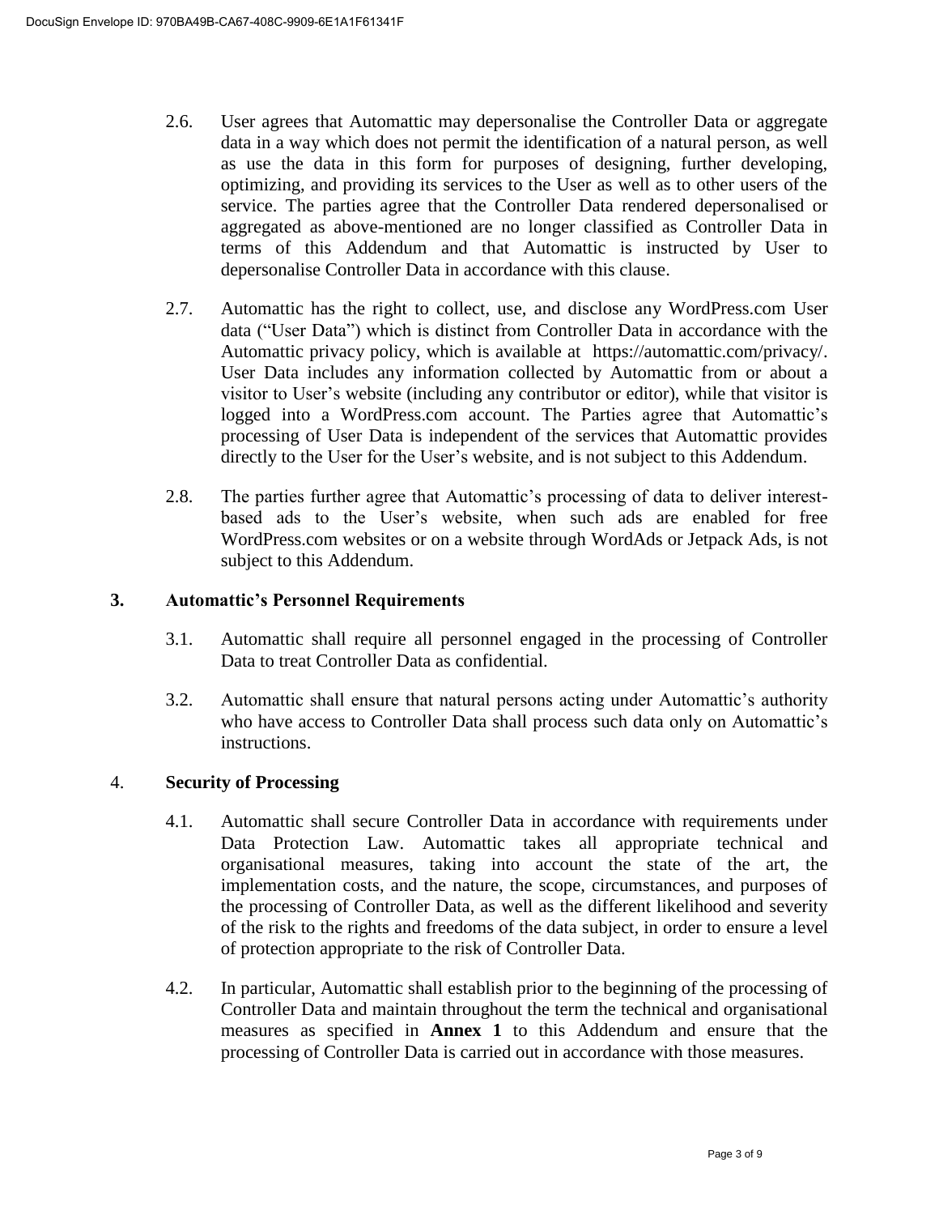2.6. User agrees that Automattic may depersonalise the Controller Data or aggregate data in a way which does not permit the identification of a natural person, as well as use the data in this form for purposes of designing, further developing, optimizing, and providing its services to the User as well as to other users of the service. The parties agree that the Controller Data rendered depersonalised or aggregated as above-mentioned are no longer classified as Controller Data in terms of this Addendum and that Automattic is instructed by User to depersonalise Controller Data in accordance with this clause.

2.7. Automattic has the right to collect, use, and disclose any WordPress.com User data ("User Data") which is distinct from Controller Data in accordance with the Automattic privacy policy, which is available at https://automattic.com/privacy/. User Data includes any information collected by Automattic from or about a visitor to User's website (including any contributor or editor), while that visitor is logged into a WordPress.com account. The Parties agree that Automattic's processing of User Data is independent of the services that Automattic provides directly to the User for the User's website, and is not subject to this Addendum.

2.8. The parties further agree that Automattic's processing of data to deliver interest-based ads to the User's website, when such ads are enabled for free WordPress.com websites or on a website through WordAds or Jetpack Ads, is not subject to this Addendum.

## 3. Automattic's Personnel Requirements

3.1. Automattic shall require all personnel engaged in the processing of Controller Data to treat Controller Data as confidential.

3.2. Automattic shall ensure that natural persons acting under Automattic's authority who have access to Controller Data shall process such data only on Automattic's instructions.

## 4. Security of Processing

4.1. Automattic shall secure Controller Data in accordance with requirements under Data Protection Law. Automattic takes all appropriate technical and organisational measures, taking into account the state of the art, the implementation costs, and the nature, the scope, circumstances, and purposes of the processing of Controller Data, as well as the different likelihood and severity of the risk to the rights and freedoms of the data subject, in order to ensure a level of protection appropriate to the risk of Controller Data.

4.2. In particular, Automattic shall establish prior to the beginning of the processing of Controller Data and maintain throughout the term the technical and organisational measures as specified in **Annex 1** to this Addendum and ensure that the processing of Controller Data is carried out in accordance with those measures.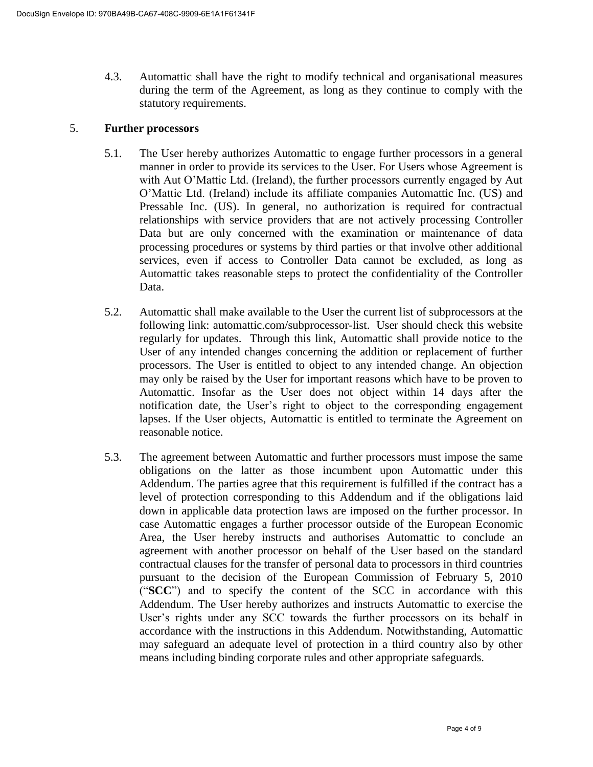4.3. Automattic shall have the right to modify technical and organisational measures during the term of the Agreement, as long as they continue to comply with the statutory requirements.

## 5. Further processors

5.1. The User hereby authorizes Automattic to engage further processors in a general manner in order to provide its services to the User. For Users whose Agreement is with Aut O'Mattic Ltd. (Ireland), the further processors currently engaged by Aut O'Mattic Ltd. (Ireland) include its affiliate companies Automattic Inc. (US) and Pressable Inc. (US). In general, no authorization is required for contractual relationships with service providers that are not actively processing Controller Data but are only concerned with the examination or maintenance of data processing procedures or systems by third parties or that involve other additional services, even if access to Controller Data cannot be excluded, as long as Automattic takes reasonable steps to protect the confidentiality of the Controller Data.

5.2. Automattic shall make available to the User the current list of subprocessors at the following link: automattic.com/subprocessor-list. User should check this website regularly for updates. Through this link, Automattic shall provide notice to the User of any intended changes concerning the addition or replacement of further processors. The User is entitled to object to any intended change. An objection may only be raised by the User for important reasons which have to be proven to Automattic. Insofar as the User does not object within 14 days after the notification date, the User's right to object to the corresponding engagement lapses. If the User objects, Automattic is entitled to terminate the Agreement on reasonable notice.

5.3. The agreement between Automattic and further processors must impose the same obligations on the latter as those incumbent upon Automattic under this Addendum. The parties agree that this requirement is fulfilled if the contract has a level of protection corresponding to this Addendum and if the obligations laid down in applicable data protection laws are imposed on the further processor. In case Automattic engages a further processor outside of the European Economic Area, the User hereby instructs and authorises Automattic to conclude an agreement with another processor on behalf of the User based on the standard contractual clauses for the transfer of personal data to processors in third countries pursuant to the decision of the European Commission of February 5, 2010 ("**SCC**") and to specify the content of the SCC in accordance with this Addendum. The User hereby authorizes and instructs Automattic to exercise the User's rights under any SCC towards the further processors on its behalf in accordance with the instructions in this Addendum. Notwithstanding, Automattic may safeguard an adequate level of protection in a third country also by other means including binding corporate rules and other appropriate safeguards.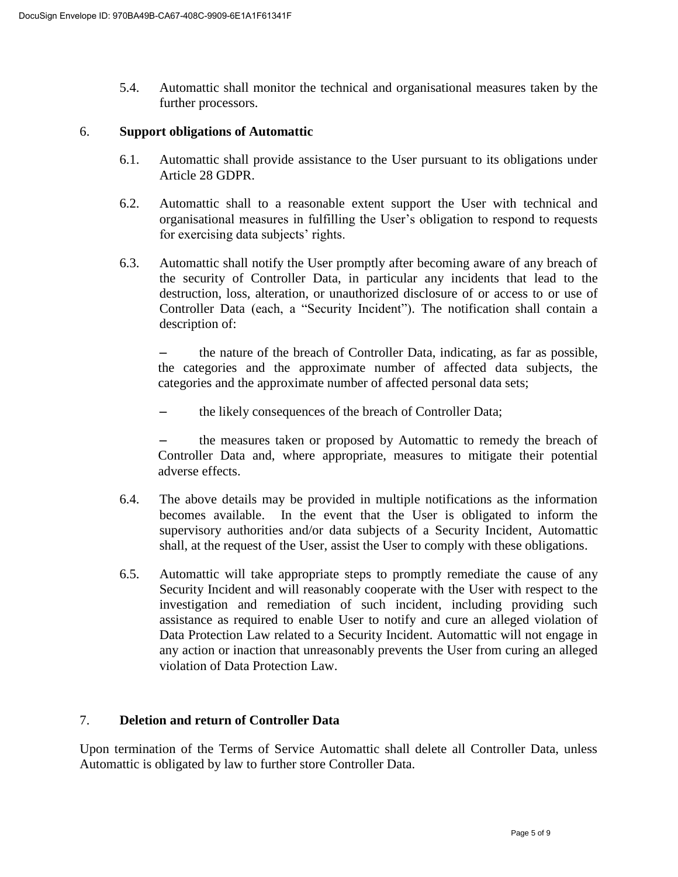5.4. Automattic shall monitor the technical and organisational measures taken by the further processors.

## 6. Support obligations of Automattic

6.1. Automattic shall provide assistance to the User pursuant to its obligations under Article 28 GDPR.

6.2. Automattic shall to a reasonable extent support the User with technical and organisational measures in fulfilling the User's obligation to respond to requests for exercising data subjects' rights.

6.3. Automattic shall notify the User promptly after becoming aware of any breach of the security of Controller Data, in particular any incidents that lead to the destruction, loss, alteration, or unauthorized disclosure of or access to or use of Controller Data (each, a "Security Incident"). The notification shall contain a description of:

- the nature of the breach of Controller Data, indicating, as far as possible, the categories and the approximate number of affected data subjects, the categories and the approximate number of affected personal data sets;
- the likely consequences of the breach of Controller Data;
- the measures taken or proposed by Automattic to remedy the breach of Controller Data and, where appropriate, measures to mitigate their potential adverse effects.

6.4. The above details may be provided in multiple notifications as the information becomes available. In the event that the User is obligated to inform the supervisory authorities and/or data subjects of a Security Incident, Automattic shall, at the request of the User, assist the User to comply with these obligations.

6.5. Automattic will take appropriate steps to promptly remediate the cause of any Security Incident and will reasonably cooperate with the User with respect to the investigation and remediation of such incident, including providing such assistance as required to enable User to notify and cure an alleged violation of Data Protection Law related to a Security Incident. Automattic will not engage in any action or inaction that unreasonably prevents the User from curing an alleged violation of Data Protection Law.

## 7. Deletion and return of Controller Data

Upon termination of the Terms of Service Automattic shall delete all Controller Data, unless Automattic is obligated by law to further store Controller Data.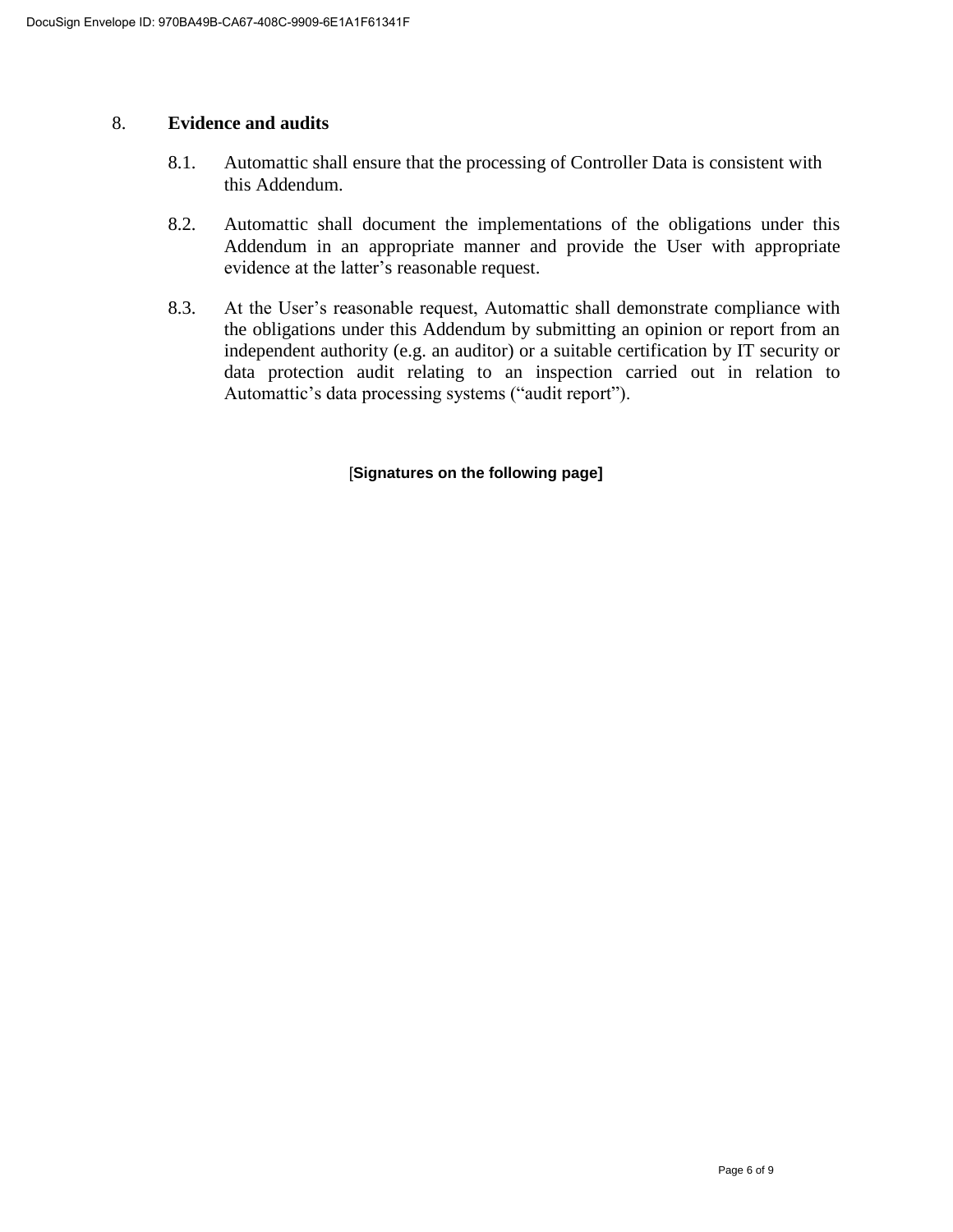## 8. Evidence and audits

8.1. Automattic shall ensure that the processing of Controller Data is consistent with this Addendum.

8.2. Automattic shall document the implementations of the obligations under this Addendum in an appropriate manner and provide the User with appropriate evidence at the latter's reasonable request.

8.3. At the User's reasonable request, Automattic shall demonstrate compliance with the obligations under this Addendum by submitting an opinion or report from an independent authority (e.g. an auditor) or a suitable certification by IT security or data protection audit relating to an inspection carried out in relation to Automattic's data processing systems ("audit report").

[**Signatures on the following page]**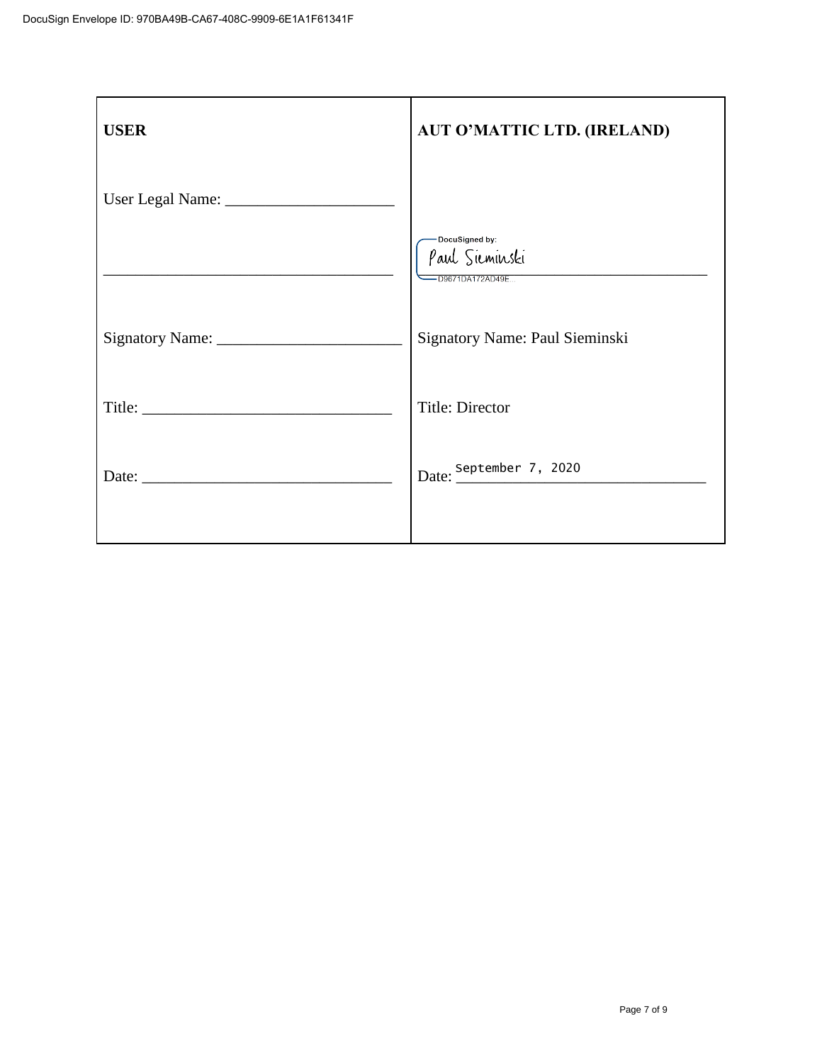DocuSign Envelope ID: 970BA49B-CA67-408C-9909-6E1A1F61341F

| **USER** | **AUT O'MATTIC LTD. (IRELAND)** |
|---|---|
| User Legal Name: ____________________ | |
| ____________________________________ | DocuSigned by: Paul Sieminski D9671DA172AD49E... ____________________ |
| Signatory Name: ____________________ | Signatory Name: Paul Sieminski |
| Title: ____________________________ | Title: Director |
| Date: _____________________________ | Date: September 7, 2020 |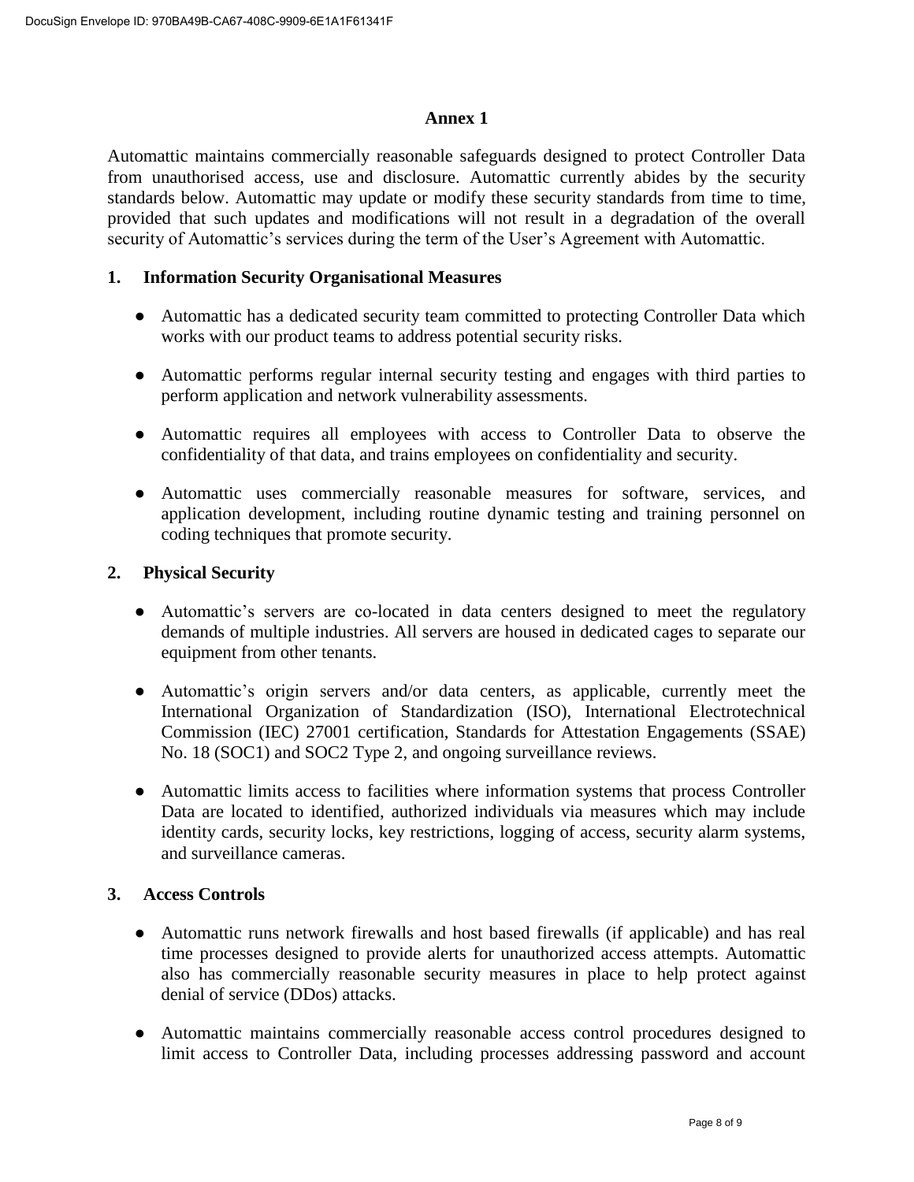## Annex 1

Automattic maintains commercially reasonable safeguards designed to protect Controller Data from unauthorised access, use and disclosure. Automattic currently abides by the security standards below. Automattic may update or modify these security standards from time to time, provided that such updates and modifications will not result in a degradation of the overall security of Automattic's services during the term of the User's Agreement with Automattic.

### 1. Information Security Organisational Measures

- Automattic has a dedicated security team committed to protecting Controller Data which works with our product teams to address potential security risks.
- Automattic performs regular internal security testing and engages with third parties to perform application and network vulnerability assessments.
- Automattic requires all employees with access to Controller Data to observe the confidentiality of that data, and trains employees on confidentiality and security.
- Automattic uses commercially reasonable measures for software, services, and application development, including routine dynamic testing and training personnel on coding techniques that promote security.

### 2. Physical Security

- Automattic's servers are co-located in data centers designed to meet the regulatory demands of multiple industries. All servers are housed in dedicated cages to separate our equipment from other tenants.
- Automattic's origin servers and/or data centers, as applicable, currently meet the International Organization of Standardization (ISO), International Electrotechnical Commission (IEC) 27001 certification, Standards for Attestation Engagements (SSAE) No. 18 (SOC1) and SOC2 Type 2, and ongoing surveillance reviews.
- Automattic limits access to facilities where information systems that process Controller Data are located to identified, authorized individuals via measures which may include identity cards, security locks, key restrictions, logging of access, security alarm systems, and surveillance cameras.

### 3. Access Controls

- Automattic runs network firewalls and host based firewalls (if applicable) and has real time processes designed to provide alerts for unauthorized access attempts. Automattic also has commercially reasonable security measures in place to help protect against denial of service (DDos) attacks.
- Automattic maintains commercially reasonable access control procedures designed to limit access to Controller Data, including processes addressing password and account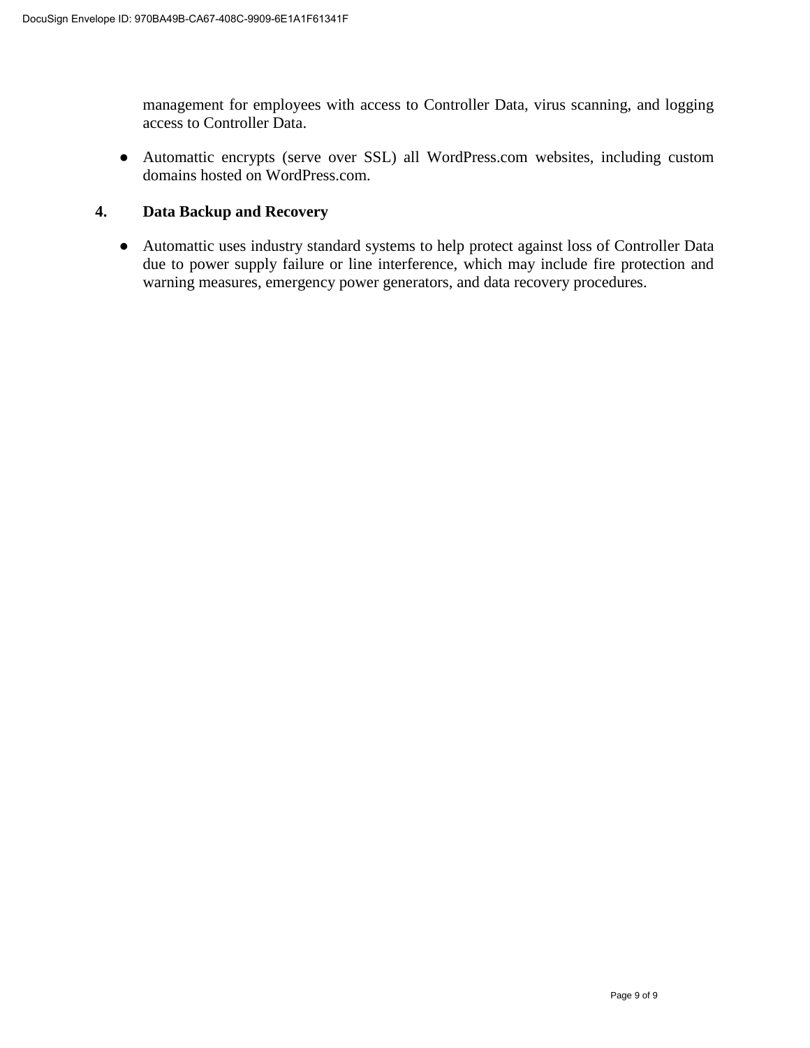management for employees with access to Controller Data, virus scanning, and logging access to Controller Data.

- Automattic encrypts (serve over SSL) all WordPress.com websites, including custom domains hosted on WordPress.com.

**4. Data Backup and Recovery**

- Automattic uses industry standard systems to help protect against loss of Controller Data due to power supply failure or line interference, which may include fire protection and warning measures, emergency power generators, and data recovery procedures.